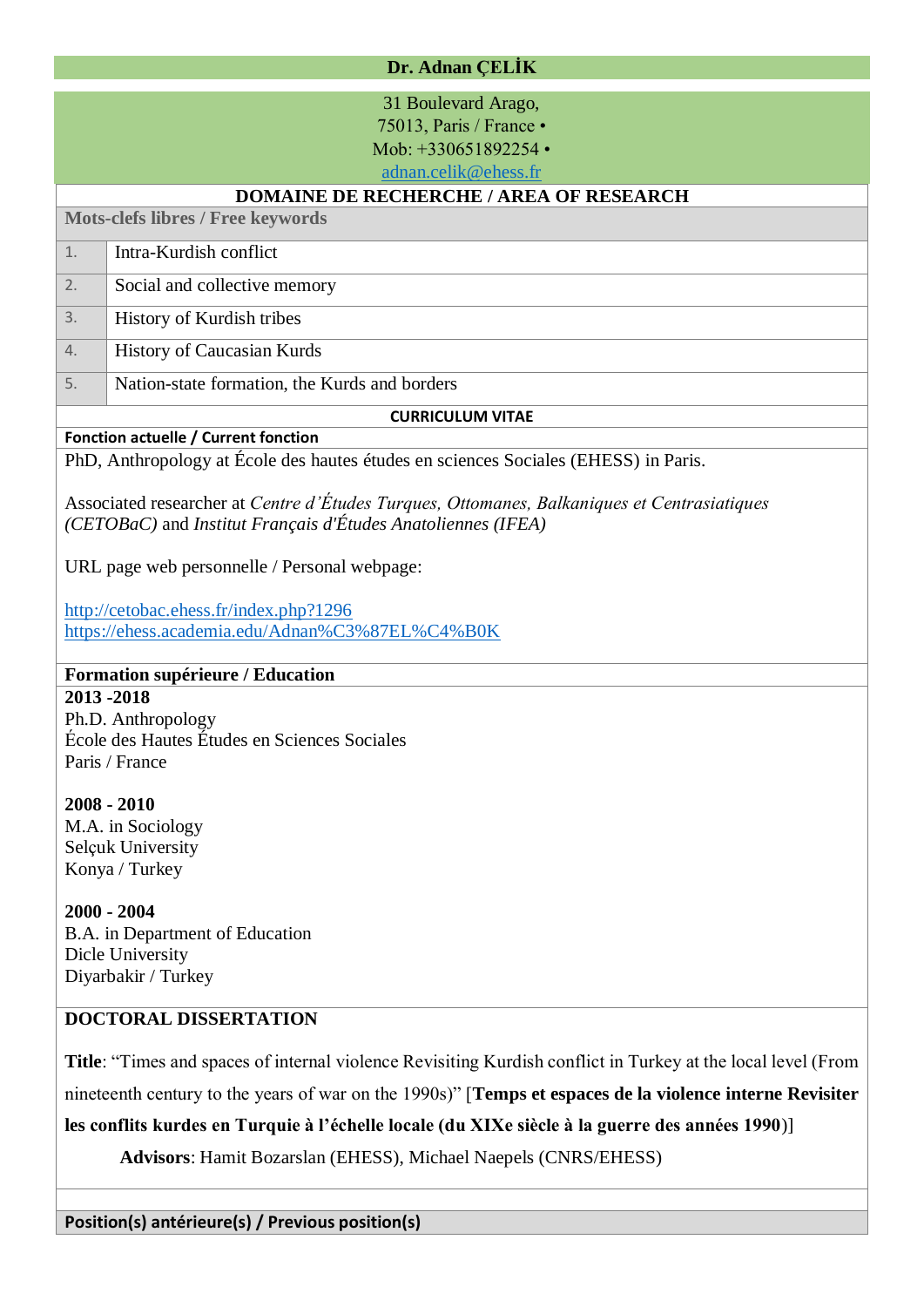# Dr. Adnan ÇELİK

31 Boulevard Arago,
75013, Paris / France •
Mob: +330651892254 •
adnan.celik@ehess.fr

## DOMAINE DE RECHERCHE / AREA OF RESEARCH

**Mots-clefs libres / Free keywords**

| | |
|---|---|
| 1. | Intra-Kurdish conflict |
| 2. | Social and collective memory |
| 3. | History of Kurdish tribes |
| 4. | History of Caucasian Kurds |
| 5. | Nation-state formation, the Kurds and borders |

## CURRICULUM VITAE

**Fonction actuelle / Current fonction**

PhD, Anthropology at École des hautes études en sciences Sociales (EHESS) in Paris.

Associated researcher at *Centre d'Études Turques, Ottomanes, Balkaniques et Centrasiatiques (CETOBaC)* and *Institut Français d'Études Anatoliennes (IFEA)*

URL page web personnelle / Personal webpage:

http://cetobac.ehess.fr/index.php?1296
https://ehess.academia.edu/Adnan%C3%87EL%C4%B0K

**Formation supérieure / Education**

**2013 -2018**
Ph.D. Anthropology
École des Hautes Études en Sciences Sociales
Paris / France

**2008 - 2010**
M.A. in Sociology
Selçuk University
Konya / Turkey

**2000 - 2004**
B.A. in Department of Education
Dicle University
Diyarbakir / Turkey

**DOCTORAL DISSERTATION**

**Title**: "Times and spaces of internal violence Revisiting Kurdish conflict in Turkey at the local level (From nineteenth century to the years of war on the 1990s)" [**Temps et espaces de la violence interne Revisiter les conflits kurdes en Turquie à l'échelle locale (du XIXe siècle à la guerre des années 1990**)]

**Advisors**: Hamit Bozarslan (EHESS), Michael Naepels (CNRS/EHESS)

**Position(s) antérieure(s) / Previous position(s)**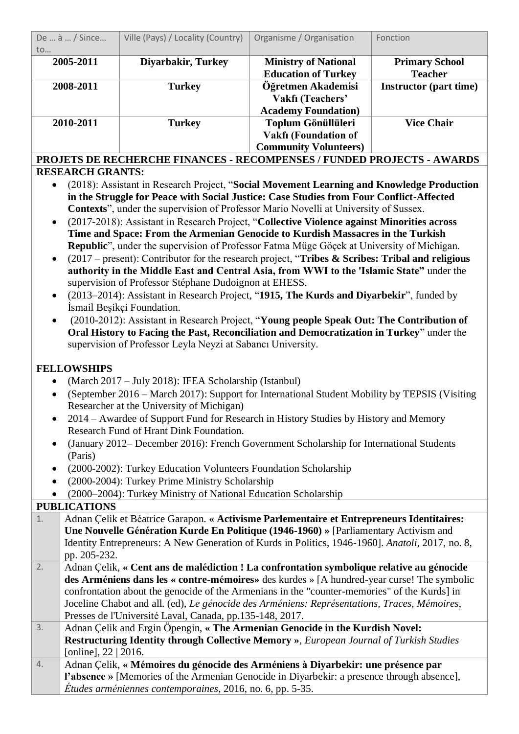| De … à … / Since… to… | Ville (Pays) / Locality (Country) | Organisme / Organisation | Fonction |
|---|---|---|---|
| **2005-2011** | **Diyarbakir, Turkey** | **Ministry of National Education of Turkey** | **Primary School Teacher** |
| **2008-2011** | **Turkey** | **Öğretmen Akademisi Vakfı (Teachers' Academy Foundation)** | **Instructor (part time)** |
| **2010-2011** | **Turkey** | **Toplum Gönüllüleri Vakfı (Foundation of Community Volunteers)** | **Vice Chair** |

## PROJETS DE RECHERCHE FINANCES - RECOMPENSES / FUNDED PROJECTS - AWARDS

### RESEARCH GRANTS:

- (2018): Assistant in Research Project, "**Social Movement Learning and Knowledge Production in the Struggle for Peace with Social Justice: Case Studies from Four Conflict-Affected Contexts**", under the supervision of Professor Mario Novelli at University of Sussex.
- (2017-2018): Assistant in Research Project, "**Collective Violence against Minorities across Time and Space: From the Armenian Genocide to Kurdish Massacres in the Turkish Republic**", under the supervision of Professor Fatma Müge Göçek at University of Michigan.
- (2017 – present): Contributor for the research project, "**Tribes & Scribes: Tribal and religious authority in the Middle East and Central Asia, from WWI to the 'Islamic State"** under the supervision of Professor Stéphane Dudoignon at EHESS.
- (2013–2014): Assistant in Research Project, "**1915, The Kurds and Diyarbekir**", funded by İsmail Beşikçi Foundation.
- (2010-2012): Assistant in Research Project, "**Young people Speak Out: The Contribution of Oral History to Facing the Past, Reconciliation and Democratization in Turkey**" under the supervision of Professor Leyla Neyzi at Sabancı University.

### FELLOWSHIPS

- (March 2017 – July 2018): IFEA Scholarship (Istanbul)
- (September 2016 – March 2017): Support for International Student Mobility by TEPSIS (Visiting Researcher at the University of Michigan)
- 2014 – Awardee of Support Fund for Research in History Studies by History and Memory Research Fund of Hrant Dink Foundation.
- (January 2012– December 2016): French Government Scholarship for International Students (Paris)
- (2000-2002): Turkey Education Volunteers Foundation Scholarship
- (2000-2004): Turkey Prime Ministry Scholarship
- (2000–2004): Turkey Ministry of National Education Scholarship

## PUBLICATIONS

| | |
|---|---|
| 1. | Adnan Çelik et Béatrice Garapon. **« Activisme Parlementaire et Entrepreneurs Identitaires: Une Nouvelle Génération Kurde En Politique (1946-1960) »** [Parliamentary Activism and Identity Entrepreneurs: A New Generation of Kurds in Politics, 1946-1960]. *Anatoli*, 2017, no. 8, pp. 205-232. |
| 2. | Adnan Çelik, **« Cent ans de malédiction ! La confrontation symbolique relative au génocide des Arméniens dans les « contre-mémoires»** des kurdes » [A hundred-year curse! The symbolic confrontation about the genocide of the Armenians in the "counter-memories" of the Kurds] in Joceline Chabot and all. (ed), *Le génocide des Arméniens: Représentations, Traces, Mémoires*, Presses de l'Université Laval, Canada, pp.135-148, 2017. |
| 3. | Adnan Çelik and Ergin Öpengin, **« The Armenian Genocide in the Kurdish Novel: Restructuring Identity through Collective Memory »**, *European Journal of Turkish Studies* [online], 22 \| 2016. |
| 4. | Adnan Çelik, **« Mémoires du génocide des Arméniens à Diyarbekir: une présence par l'absence »** [Memories of the Armenian Genocide in Diyarbekir: a presence through absence], *Études arméniennes contemporaines*, 2016, no. 6, pp. 5-35. |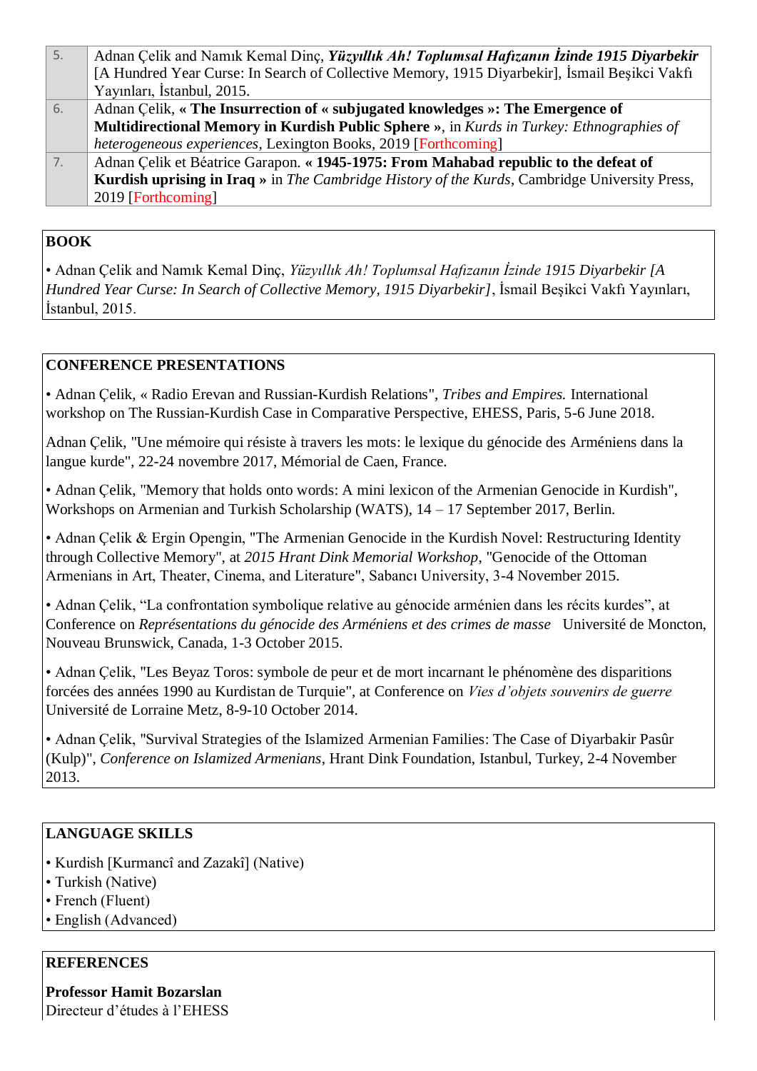| | |
|---|---|
| 5. | Adnan Çelik and Namık Kemal Dinç, ***Yüzyıllık Ah! Toplumsal Hafızanın İzinde 1915 Diyarbekir*** [A Hundred Year Curse: In Search of Collective Memory, 1915 Diyarbekir], İsmail Beşikci Vakfı Yayınları, İstanbul, 2015. |
| 6. | Adnan Çelik, **« The Insurrection of « subjugated knowledges »: The Emergence of Multidirectional Memory in Kurdish Public Sphere »**, in *Kurds in Turkey: Ethnographies of heterogeneous experiences*, Lexington Books, 2019 [Forthcoming] |
| 7. | Adnan Çelik et Béatrice Garapon. **« 1945-1975: From Mahabad republic to the defeat of Kurdish uprising in Iraq »** in *The Cambridge History of the Kurds*, Cambridge University Press, 2019 [Forthcoming] |

## BOOK

• Adnan Çelik and Namık Kemal Dinç, *Yüzyıllık Ah! Toplumsal Hafızanın İzinde 1915 Diyarbekir [A Hundred Year Curse: In Search of Collective Memory, 1915 Diyarbekir]*, İsmail Beşikci Vakfı Yayınları, İstanbul, 2015.

## CONFERENCE PRESENTATIONS

• Adnan Çelik, « Radio Erevan and Russian-Kurdish Relations", *Tribes and Empires.* International workshop on The Russian-Kurdish Case in Comparative Perspective, EHESS, Paris, 5-6 June 2018.

Adnan Çelik, "Une mémoire qui résiste à travers les mots: le lexique du génocide des Arméniens dans la langue kurde", 22-24 novembre 2017, Mémorial de Caen, France.

• Adnan Çelik, "Memory that holds onto words: A mini lexicon of the Armenian Genocide in Kurdish", Workshops on Armenian and Turkish Scholarship (WATS), 14 – 17 September 2017, Berlin.

• Adnan Çelik & Ergin Opengin, "The Armenian Genocide in the Kurdish Novel: Restructuring Identity through Collective Memory", at *2015 Hrant Dink Memorial Workshop*, "Genocide of the Ottoman Armenians in Art, Theater, Cinema, and Literature", Sabancı University, 3-4 November 2015.

• Adnan Çelik, "La confrontation symbolique relative au génocide arménien dans les récits kurdes", at Conference on *Représentations du génocide des Arméniens et des crimes de masse* Université de Moncton, Nouveau Brunswick, Canada, 1-3 October 2015.

• Adnan Çelik, "Les Beyaz Toros: symbole de peur et de mort incarnant le phénomène des disparitions forcées des années 1990 au Kurdistan de Turquie", at Conference on *Vies d'objets souvenirs de guerre* Université de Lorraine Metz, 8-9-10 October 2014.

• Adnan Çelik, "Survival Strategies of the Islamized Armenian Families: The Case of Diyarbakir Pasûr (Kulp)", *Conference on Islamized Armenians*, Hrant Dink Foundation, Istanbul, Turkey, 2-4 November 2013.

## LANGUAGE SKILLS

• Kurdish [Kurmancî and Zazakî] (Native)
• Turkish (Native)
• French (Fluent)
• English (Advanced)

## REFERENCES

**Professor Hamit Bozarslan**
Directeur d'études à l'EHESS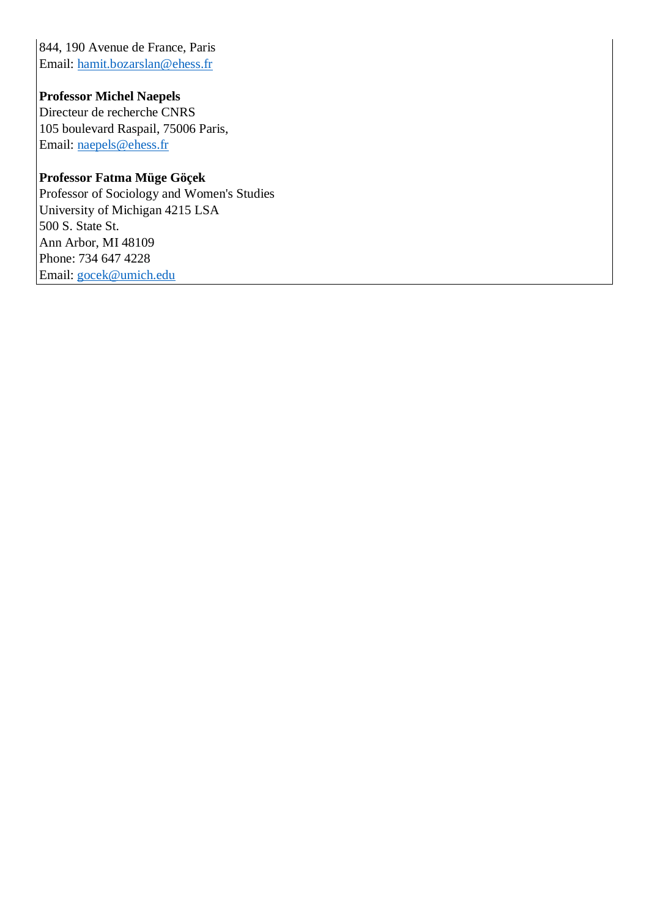844, 190 Avenue de France, Paris
Email: hamit.bozarslan@ehess.fr

**Professor Michel Naepels**
Directeur de recherche CNRS
105 boulevard Raspail, 75006 Paris,
Email: naepels@ehess.fr

**Professor Fatma Müge Göçek**
Professor of Sociology and Women's Studies
University of Michigan 4215 LSA
500 S. State St.
Ann Arbor, MI 48109
Phone: 734 647 4228
Email: gocek@umich.edu